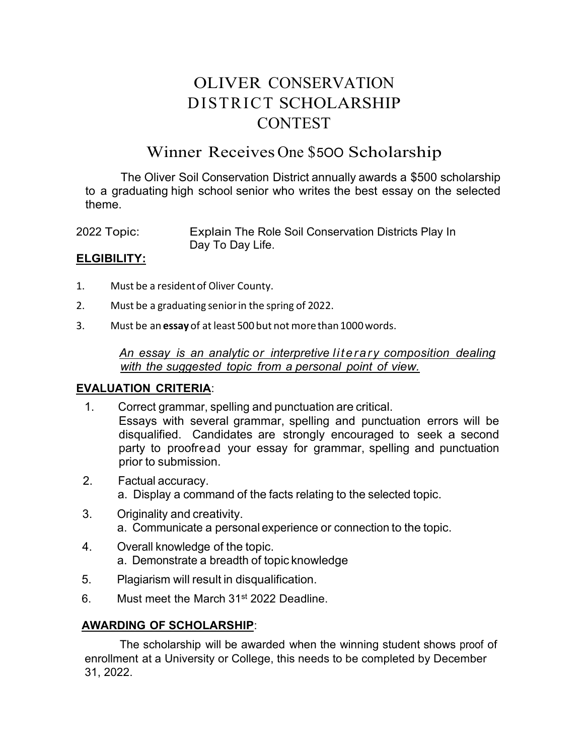# OLIVER CONSERVATION DISTRICT SCHOLARSHIP CONTEST

## Winner Receives One $500 Scholarship

The Oliver Soil Conservation District annually awards a $500 scholarship to a graduating high school senior who writes the best essay on the selected theme.

2022 Topic: Explain The Role Soil Conservation Districts Play In Day To Day Life.

**ELGIBILITY:**

1. Must be a resident of Oliver County.
2. Must be a graduating senior in the spring of 2022.
3. Must be an **essay** of at least 500 but not more than 1000 words.

*An essay is an analytic or interpretive literary composition dealing with the suggested topic from a personal point of view.*

**EVALUATION CRITERIA**:

1. Correct grammar, spelling and punctuation are critical.
   Essays with several grammar, spelling and punctuation errors will be disqualified. Candidates are strongly encouraged to seek a second party to proofread your essay for grammar, spelling and punctuation prior to submission.
2. Factual accuracy.
   a. Display a command of the facts relating to the selected topic.
3. Originality and creativity.
   a. Communicate a personal experience or connection to the topic.
4. Overall knowledge of the topic.
   a. Demonstrate a breadth of topic knowledge
5. Plagiarism will result in disqualification.
6. Must meet the March 31st 2022 Deadline.

**AWARDING OF SCHOLARSHIP**:

The scholarship will be awarded when the winning student shows proof of enrollment at a University or College, this needs to be completed by December 31, 2022.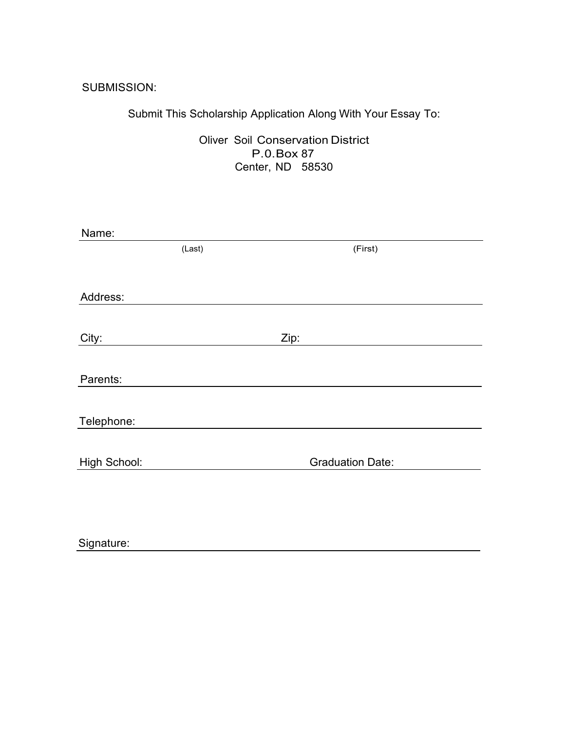SUBMISSION:

Submit This Scholarship Application Along With Your Essay To:

Oliver Soil Conservation District
P.0.Box 87
Center, ND 58530

Name: ______________________________________________
(Last) (First)

Address: ______________________________________________

City: ____________________ Zip: ____________________

Parents: ______________________________________________

Telephone: ______________________________________________

High School: ____________________ Graduation Date: ____________________

Signature: ______________________________________________